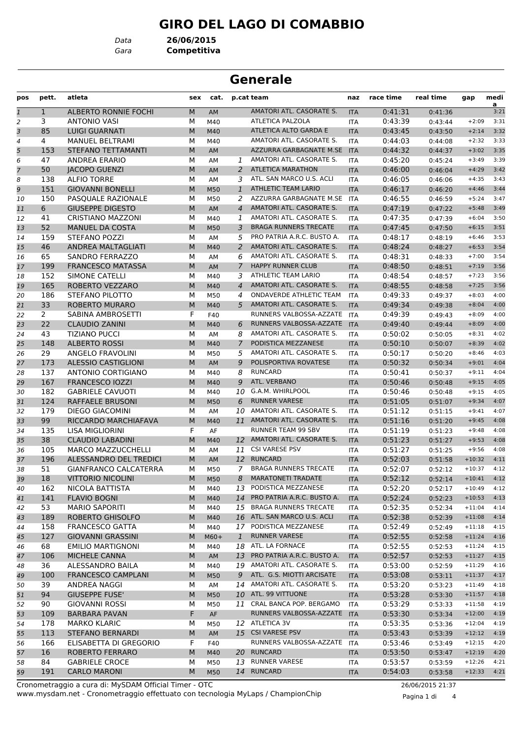# GIRO DEL LAGO DI COMABBIO

*Data* **26/06/2015**
*Gara* **Competitiva**

## Generale

| pos | pett. | atleta | sex | cat. | p.cat | team | naz | race time | real time | gap | media |
|---|---|---|---|---|---|---|---|---|---|---|---|
| 1 | 1 | ALBERTO RONNIE FOCHI | M | AM | | AMATORI ATL. CASORATE S. | ITA | 0:41:31 | 0:41:36 | | 3:21 |
| 2 | 3 | ANTONIO VASI | M | M40 | | ATLETICA PALZOLA | ITA | 0:43:39 | 0:43:44 | +2:09 | 3:31 |
| 3 | 85 | LUIGI GUARNATI | M | M40 | | ATLETICA ALTO GARDA E | ITA | 0:43:45 | 0:43:50 | +2:14 | 3:32 |
| 4 | 4 | MANUEL BELTRAMI | M | M40 | | AMATORI ATL. CASORATE S. | ITA | 0:44:03 | 0:44:08 | +2:32 | 3:33 |
| 5 | 153 | STEFANO TETTAMANTI | M | AM | | AZZURRA GARBAGNATE M.SE | ITA | 0:44:32 | 0:44:37 | +3:02 | 3:35 |
| 6 | 47 | ANDREA ERARIO | M | AM | 1 | AMATORI ATL. CASORATE S. | ITA | 0:45:20 | 0:45:24 | +3:49 | 3:39 |
| 7 | 50 | JACOPO GUENZI | M | AM | 2 | ATLETICA MARATHON | ITA | 0:46:00 | 0:46:04 | +4:29 | 3:42 |
| 8 | 138 | ALFIO TORRE | M | AM | 3 | ATL. SAN MARCO U.S. ACLI | ITA | 0:46:05 | 0:46:06 | +4:35 | 3:43 |
| 9 | 151 | GIOVANNI BONELLI | M | M50 | 1 | ATHLETIC TEAM LARIO | ITA | 0:46:17 | 0:46:20 | +4:46 | 3:44 |
| 10 | 150 | PASQUALE RAZIONALE | M | M50 | 2 | AZZURRA GARBAGNATE M.SE | ITA | 0:46:55 | 0:46:59 | +5:24 | 3:47 |
| 11 | 6 | GIUSEPPE DIGESTO | M | AM | 4 | AMATORI ATL. CASORATE S. | ITA | 0:47:19 | 0:47:22 | +5:48 | 3:49 |
| 12 | 41 | CRISTIANO MAZZONI | M | M40 | 1 | AMATORI ATL. CASORATE S. | ITA | 0:47:35 | 0:47:39 | +6:04 | 3:50 |
| 13 | 52 | MANUEL DA COSTA | M | M50 | 3 | BRAGA RUNNERS TRECATE | ITA | 0:47:45 | 0:47:50 | +6:15 | 3:51 |
| 14 | 159 | STEFANO POZZI | M | AM | 5 | PRO PATRIA A.R.C. BUSTO A. | ITA | 0:48:17 | 0:48:19 | +6:46 | 3:53 |
| 15 | 46 | ANDREA MALTAGLIATI | M | M40 | 2 | AMATORI ATL. CASORATE S. | ITA | 0:48:24 | 0:48:27 | +6:53 | 3:54 |
| 16 | 65 | SANDRO FERRAZZO | M | AM | 6 | AMATORI ATL. CASORATE S. | ITA | 0:48:31 | 0:48:33 | +7:00 | 3:54 |
| 17 | 199 | FRANCESCO MATASSA | M | AM | 7 | HAPPY RUNNER CLUB | ITA | 0:48:50 | 0:48:51 | +7:19 | 3:56 |
| 18 | 152 | SIMONE CATELLI | M | M40 | 3 | ATHLETIC TEAM LARIO | ITA | 0:48:54 | 0:48:57 | +7:23 | 3:56 |
| 19 | 165 | ROBERTO VEZZARO | M | M40 | 4 | AMATORI ATL. CASORATE S. | ITA | 0:48:55 | 0:48:58 | +7:25 | 3:56 |
| 20 | 186 | STEFANO PILOTTO | M | M50 | 4 | ONDAVERDE ATHLETIC TEAM | ITA | 0:49:33 | 0:49:37 | +8:03 | 4:00 |
| 21 | 33 | ROBERTO MURARO | M | M40 | 5 | AMATORI ATL. CASORATE S. | ITA | 0:49:34 | 0:49:38 | +8:04 | 4:00 |
| 22 | 2 | SABINA AMBROSETTI | F | F40 | | RUNNERS VALBOSSA-AZZATE | ITA | 0:49:39 | 0:49:43 | +8:09 | 4:00 |
| 23 | 22 | CLAUDIO ZANINI | M | M40 | 6 | RUNNERS VALBOSSA-AZZATE | ITA | 0:49:40 | 0:49:44 | +8:09 | 4:00 |
| 24 | 43 | TIZIANO PUCCI | M | AM | 8 | AMATORI ATL. CASORATE S. | ITA | 0:50:02 | 0:50:05 | +8:31 | 4:02 |
| 25 | 148 | ALBERTO ROSSI | M | M40 | 7 | PODISTICA MEZZANESE | ITA | 0:50:10 | 0:50:07 | +8:39 | 4:02 |
| 26 | 29 | ANGELO FRAVOLINI | M | M50 | 5 | AMATORI ATL. CASORATE S. | ITA | 0:50:17 | 0:50:20 | +8:46 | 4:03 |
| 27 | 173 | ALESSIO CASTIGLIONI | M | AM | 9 | POLISPORTIVA ROVATESE | ITA | 0:50:32 | 0:50:34 | +9:01 | 4:04 |
| 28 | 137 | ANTONIO CORTIGIANO | M | M40 | 8 | RUNCARD | ITA | 0:50:41 | 0:50:37 | +9:11 | 4:04 |
| 29 | 167 | FRANCESCO IOZZI | M | M40 | 9 | ATL. VERBANO | ITA | 0:50:46 | 0:50:48 | +9:15 | 4:05 |
| 30 | 182 | GABRIELE CAVUOTI | M | M40 | 10 | G.A.M. WHIRLPOOL | ITA | 0:50:46 | 0:50:48 | +9:15 | 4:05 |
| 31 | 124 | RAFFAELE BRUSONI | M | M50 | 6 | RUNNER VARESE | ITA | 0:51:05 | 0:51:07 | +9:34 | 4:07 |
| 32 | 179 | DIEGO GIACOMINI | M | AM | 10 | AMATORI ATL. CASORATE S. | ITA | 0:51:12 | 0:51:15 | +9:41 | 4:07 |
| 33 | 99 | RICCARDO MARCHIAFAVA | M | M40 | 11 | AMATORI ATL. CASORATE S. | ITA | 0:51:16 | 0:51:20 | +9:45 | 4:08 |
| 34 | 135 | LISA MIGLIORINI | F | AF | | RUNNER TEAM 99 SBV | ITA | 0:51:19 | 0:51:23 | +9:48 | 4:08 |
| 35 | 38 | CLAUDIO LABADINI | M | M40 | 12 | AMATORI ATL. CASORATE S. | ITA | 0:51:23 | 0:51:27 | +9:53 | 4:08 |
| 36 | 105 | MARCO MAZZUCCHELLI | M | AM | 11 | CSI VARESE PSV | ITA | 0:51:27 | 0:51:25 | +9:56 | 4:08 |
| 37 | 196 | ALESSANDRO DEL TREDICI | M | AM | 12 | RUNCARD | ITA | 0:52:03 | 0:51:58 | +10:32 | 4:11 |
| 38 | 51 | GIANFRANCO CALCATERRA | M | M50 | 7 | BRAGA RUNNERS TRECATE | ITA | 0:52:07 | 0:52:12 | +10:37 | 4:12 |
| 39 | 18 | VITTORIO NICOLINI | M | M50 | 8 | MARATONETI TRADATE | ITA | 0:52:12 | 0:52:14 | +10:41 | 4:12 |
| 40 | 162 | NICOLA BATTISTA | M | M40 | 13 | PODISTICA MEZZANESE | ITA | 0:52:20 | 0:52:17 | +10:49 | 4:12 |
| 41 | 141 | FLAVIO BOGNI | M | M40 | 14 | PRO PATRIA A.R.C. BUSTO A. | ITA | 0:52:24 | 0:52:23 | +10:53 | 4:13 |
| 42 | 53 | MARIO SAPORITI | M | M40 | 15 | BRAGA RUNNERS TRECATE | ITA | 0:52:35 | 0:52:34 | +11:04 | 4:14 |
| 43 | 189 | ROBERTO GHISOLFO | M | M40 | 16 | ATL. SAN MARCO U.S. ACLI | ITA | 0:52:38 | 0:52:39 | +11:08 | 4:14 |
| 44 | 158 | FRANCESCO GATTA | M | M40 | 17 | PODISTICA MEZZANESE | ITA | 0:52:49 | 0:52:49 | +11:18 | 4:15 |
| 45 | 127 | GIOVANNI GRASSINI | M | M60+ | 1 | RUNNER VARESE | ITA | 0:52:55 | 0:52:58 | +11:24 | 4:16 |
| 46 | 68 | EMILIO MARTIGNONI | M | M40 | 18 | ATL. LA FORNACE | ITA | 0:52:55 | 0:52:53 | +11:24 | 4:15 |
| 47 | 106 | MICHELE CANNA | M | AM | 13 | PRO PATRIA A.R.C. BUSTO A. | ITA | 0:52:57 | 0:52:53 | +11:27 | 4:15 |
| 48 | 36 | ALESSANDRO BAILA | M | M40 | 19 | AMATORI ATL. CASORATE S. | ITA | 0:53:00 | 0:52:59 | +11:29 | 4:16 |
| 49 | 100 | FRANCESCO CAMPLANI | M | M50 | 9 | ATL. G.S. MIOTTI ARCISATE | ITA | 0:53:08 | 0:53:11 | +11:37 | 4:17 |
| 50 | 39 | ANDREA NAGGI | M | AM | 14 | AMATORI ATL. CASORATE S. | ITA | 0:53:20 | 0:53:23 | +11:49 | 4:18 |
| 51 | 94 | GIUSEPPE FUSE' | M | M50 | 10 | ATL. 99 VITTUONE | ITA | 0:53:28 | 0:53:30 | +11:57 | 4:18 |
| 52 | 90 | GIOVANNI ROSSI | M | M50 | 11 | CRAL BANCA POP. BERGAMO | ITA | 0:53:29 | 0:53:33 | +11:58 | 4:19 |
| 53 | 109 | BARBARA PAVAN | F | AF | | RUNNERS VALBOSSA-AZZATE | ITA | 0:53:30 | 0:53:34 | +12:00 | 4:19 |
| 54 | 178 | MARKO KLARIC | M | M50 | 12 | ATLETICA 3V | ITA | 0:53:35 | 0:53:36 | +12:04 | 4:19 |
| 55 | 113 | STEFANO BERNARDI | M | AM | 15 | CSI VARESE PSV | ITA | 0:53:43 | 0:53:39 | +12:12 | 4:19 |
| 56 | 166 | ELISABETTA DI GREGORIO | F | F40 | | RUNNERS VALBOSSA-AZZATE | ITA | 0:53:46 | 0:53:49 | +12:15 | 4:20 |
| 57 | 16 | ROBERTO FERRARO | M | M40 | 20 | RUNCARD | ITA | 0:53:50 | 0:53:47 | +12:19 | 4:20 |
| 58 | 84 | GABRIELE CROCE | M | M50 | 13 | RUNNER VARESE | ITA | 0:53:57 | 0:53:59 | +12:26 | 4:21 |
| 59 | 191 | CARLO MARONI | M | M50 | 14 | RUNCARD | ITA | 0:54:03 | 0:53:58 | +12:33 | 4:21 |

Cronometraggio a cura di: MySDAM Official Timer - OTC
www.mysdam.net - Cronometraggio effettuato con tecnologia MyLaps / ChampionChip

26/06/2015 21:37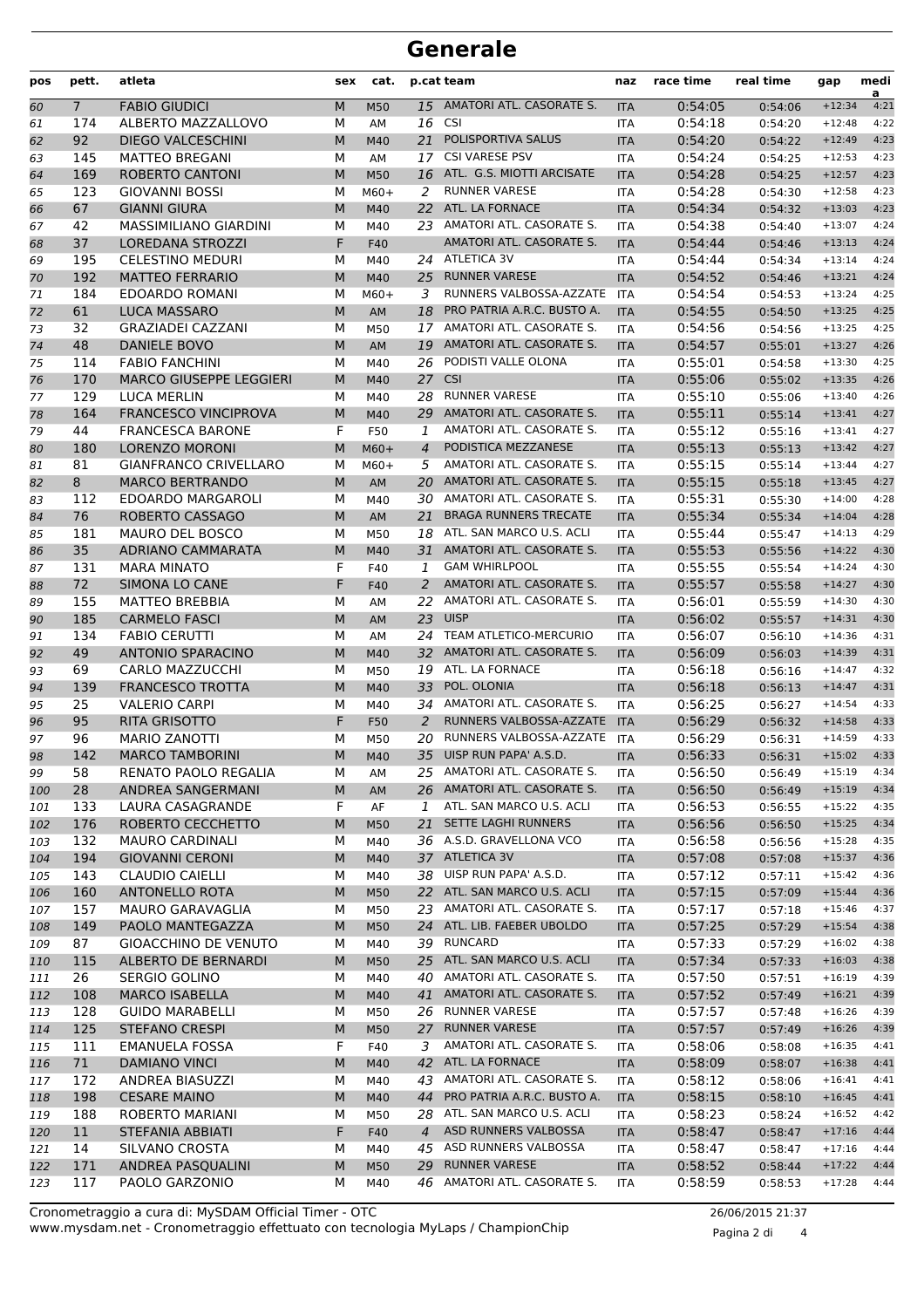# Generale

| pos | pett. | atleta | sex | cat. | p.cat | team | naz | race time | real time | gap | media |
|---|---|---|---|---|---|---|---|---|---|---|---|
| 60 | 7 | FABIO GIUDICI | M | M50 | 15 | AMATORI ATL. CASORATE S. | ITA | 0:54:05 | 0:54:06 | +12:34 | 4:21 |
| 61 | 174 | ALBERTO MAZZALLOVO | M | AM | 16 | CSI | ITA | 0:54:18 | 0:54:20 | +12:48 | 4:22 |
| 62 | 92 | DIEGO VALCESCHINI | M | M40 | 21 | POLISPORTIVA SALUS | ITA | 0:54:20 | 0:54:22 | +12:49 | 4:23 |
| 63 | 145 | MATTEO BREGANI | M | AM | 17 | CSI VARESE PSV | ITA | 0:54:24 | 0:54:25 | +12:53 | 4:23 |
| 64 | 169 | ROBERTO CANTONI | M | M50 | 16 | ATL. G.S. MIOTTI ARCISATE | ITA | 0:54:28 | 0:54:25 | +12:57 | 4:23 |
| 65 | 123 | GIOVANNI BOSSI | M | M60+ | 2 | RUNNER VARESE | ITA | 0:54:28 | 0:54:30 | +12:58 | 4:23 |
| 66 | 67 | GIANNI GIURA | M | M40 | 22 | ATL. LA FORNACE | ITA | 0:54:34 | 0:54:32 | +13:03 | 4:23 |
| 67 | 42 | MASSIMILIANO GIARDINI | M | M40 | 23 | AMATORI ATL. CASORATE S. | ITA | 0:54:38 | 0:54:40 | +13:07 | 4:24 |
| 68 | 37 | LOREDANA STROZZI | F | F40 | | AMATORI ATL. CASORATE S. | ITA | 0:54:44 | 0:54:46 | +13:13 | 4:24 |
| 69 | 195 | CELESTINO MEDURI | M | M40 | 24 | ATLETICA 3V | ITA | 0:54:44 | 0:54:34 | +13:14 | 4:24 |
| 70 | 192 | MATTEO FERRARIO | M | M40 | 25 | RUNNER VARESE | ITA | 0:54:52 | 0:54:46 | +13:21 | 4:24 |
| 71 | 184 | EDOARDO ROMANI | M | M60+ | 3 | RUNNERS VALBOSSA-AZZATE | ITA | 0:54:54 | 0:54:53 | +13:24 | 4:25 |
| 72 | 61 | LUCA MASSARO | M | AM | 18 | PRO PATRIA A.R.C. BUSTO A. | ITA | 0:54:55 | 0:54:50 | +13:25 | 4:25 |
| 73 | 32 | GRAZIADEI CAZZANI | M | M50 | 17 | AMATORI ATL. CASORATE S. | ITA | 0:54:56 | 0:54:56 | +13:25 | 4:25 |
| 74 | 48 | DANIELE BOVO | M | AM | 19 | AMATORI ATL. CASORATE S. | ITA | 0:54:57 | 0:55:01 | +13:27 | 4:26 |
| 75 | 114 | FABIO FANCHINI | M | M40 | 26 | PODISTI VALLE OLONA | ITA | 0:55:01 | 0:54:58 | +13:30 | 4:25 |
| 76 | 170 | MARCO GIUSEPPE LEGGIERI | M | M40 | 27 | CSI | ITA | 0:55:06 | 0:55:02 | +13:35 | 4:26 |
| 77 | 129 | LUCA MERLIN | M | M40 | 28 | RUNNER VARESE | ITA | 0:55:10 | 0:55:06 | +13:40 | 4:26 |
| 78 | 164 | FRANCESCO VINCIPROVA | M | M40 | 29 | AMATORI ATL. CASORATE S. | ITA | 0:55:11 | 0:55:14 | +13:41 | 4:27 |
| 79 | 44 | FRANCESCA BARONE | F | F50 | 1 | AMATORI ATL. CASORATE S. | ITA | 0:55:12 | 0:55:16 | +13:41 | 4:27 |
| 80 | 180 | LORENZO MORONI | M | M60+ | 4 | PODISTICA MEZZANESE | ITA | 0:55:13 | 0:55:13 | +13:42 | 4:27 |
| 81 | 81 | GIANFRANCO CRIVELLARO | M | M60+ | 5 | AMATORI ATL. CASORATE S. | ITA | 0:55:15 | 0:55:14 | +13:44 | 4:27 |
| 82 | 8 | MARCO BERTRANDO | M | AM | 20 | AMATORI ATL. CASORATE S. | ITA | 0:55:15 | 0:55:18 | +13:45 | 4:27 |
| 83 | 112 | EDOARDO MARGAROLI | M | M40 | 30 | AMATORI ATL. CASORATE S. | ITA | 0:55:31 | 0:55:30 | +14:00 | 4:28 |
| 84 | 76 | ROBERTO CASSAGO | M | AM | 21 | BRAGA RUNNERS TRECATE | ITA | 0:55:34 | 0:55:34 | +14:04 | 4:28 |
| 85 | 181 | MAURO DEL BOSCO | M | M50 | 18 | ATL. SAN MARCO U.S. ACLI | ITA | 0:55:44 | 0:55:47 | +14:13 | 4:29 |
| 86 | 35 | ADRIANO CAMMARATA | M | M40 | 31 | AMATORI ATL. CASORATE S. | ITA | 0:55:53 | 0:55:56 | +14:22 | 4:30 |
| 87 | 131 | MARA MINATO | F | F40 | 1 | GAM WHIRLPOOL | ITA | 0:55:55 | 0:55:54 | +14:24 | 4:30 |
| 88 | 72 | SIMONA LO CANE | F | F40 | 2 | AMATORI ATL. CASORATE S. | ITA | 0:55:57 | 0:55:58 | +14:27 | 4:30 |
| 89 | 155 | MATTEO BREBBIA | M | AM | 22 | AMATORI ATL. CASORATE S. | ITA | 0:56:01 | 0:55:59 | +14:30 | 4:30 |
| 90 | 185 | CARMELO FASCI | M | AM | 23 | UISP | ITA | 0:56:02 | 0:55:57 | +14:31 | 4:30 |
| 91 | 134 | FABIO CERUTTI | M | AM | 24 | TEAM ATLETICO-MERCURIO | ITA | 0:56:07 | 0:56:10 | +14:36 | 4:31 |
| 92 | 49 | ANTONIO SPARACINO | M | M40 | 32 | AMATORI ATL. CASORATE S. | ITA | 0:56:09 | 0:56:03 | +14:39 | 4:31 |
| 93 | 69 | CARLO MAZZUCCHI | M | M50 | 19 | ATL. LA FORNACE | ITA | 0:56:18 | 0:56:16 | +14:47 | 4:32 |
| 94 | 139 | FRANCESCO TROTTA | M | M40 | 33 | POL. OLONIA | ITA | 0:56:18 | 0:56:13 | +14:47 | 4:31 |
| 95 | 25 | VALERIO CARPI | M | M40 | 34 | AMATORI ATL. CASORATE S. | ITA | 0:56:25 | 0:56:27 | +14:54 | 4:33 |
| 96 | 95 | RITA GRISOTTO | F | F50 | 2 | RUNNERS VALBOSSA-AZZATE | ITA | 0:56:29 | 0:56:32 | +14:58 | 4:33 |
| 97 | 96 | MARIO ZANOTTI | M | M50 | 20 | RUNNERS VALBOSSA-AZZATE | ITA | 0:56:29 | 0:56:31 | +14:59 | 4:33 |
| 98 | 142 | MARCO TAMBORINI | M | M40 | 35 | UISP RUN PAPA' A.S.D. | ITA | 0:56:33 | 0:56:31 | +15:02 | 4:33 |
| 99 | 58 | RENATO PAOLO REGALIA | M | AM | 25 | AMATORI ATL. CASORATE S. | ITA | 0:56:50 | 0:56:49 | +15:19 | 4:34 |
| 100 | 28 | ANDREA SANGERMANI | M | AM | 26 | AMATORI ATL. CASORATE S. | ITA | 0:56:50 | 0:56:49 | +15:19 | 4:34 |
| 101 | 133 | LAURA CASAGRANDE | F | AF | 1 | ATL. SAN MARCO U.S. ACLI | ITA | 0:56:53 | 0:56:55 | +15:22 | 4:35 |
| 102 | 176 | ROBERTO CECCHETTO | M | M50 | 21 | SETTE LAGHI RUNNERS | ITA | 0:56:56 | 0:56:50 | +15:25 | 4:34 |
| 103 | 132 | MAURO CARDINALI | M | M40 | 36 | A.S.D. GRAVELLONA VCO | ITA | 0:56:58 | 0:56:56 | +15:28 | 4:35 |
| 104 | 194 | GIOVANNI CERONI | M | M40 | 37 | ATLETICA 3V | ITA | 0:57:08 | 0:57:08 | +15:37 | 4:36 |
| 105 | 143 | CLAUDIO CAIELLI | M | M40 | 38 | UISP RUN PAPA' A.S.D. | ITA | 0:57:12 | 0:57:11 | +15:42 | 4:36 |
| 106 | 160 | ANTONELLO ROTA | M | M50 | 22 | ATL. SAN MARCO U.S. ACLI | ITA | 0:57:15 | 0:57:09 | +15:44 | 4:36 |
| 107 | 157 | MAURO GARAVAGLIA | M | M50 | 23 | AMATORI ATL. CASORATE S. | ITA | 0:57:17 | 0:57:18 | +15:46 | 4:37 |
| 108 | 149 | PAOLO MANTEGAZZA | M | M50 | 24 | ATL. LIB. FAEBER UBOLDO | ITA | 0:57:25 | 0:57:29 | +15:54 | 4:38 |
| 109 | 87 | GIOACCHINO DE VENUTO | M | M40 | 39 | RUNCARD | ITA | 0:57:33 | 0:57:29 | +16:02 | 4:38 |
| 110 | 115 | ALBERTO DE BERNARDI | M | M50 | 25 | ATL. SAN MARCO U.S. ACLI | ITA | 0:57:34 | 0:57:33 | +16:03 | 4:38 |
| 111 | 26 | SERGIO GOLINO | M | M40 | 40 | AMATORI ATL. CASORATE S. | ITA | 0:57:50 | 0:57:51 | +16:19 | 4:39 |
| 112 | 108 | MARCO ISABELLA | M | M40 | 41 | AMATORI ATL. CASORATE S. | ITA | 0:57:52 | 0:57:49 | +16:21 | 4:39 |
| 113 | 128 | GUIDO MARABELLI | M | M50 | 26 | RUNNER VARESE | ITA | 0:57:57 | 0:57:48 | +16:26 | 4:39 |
| 114 | 125 | STEFANO CRESPI | M | M50 | 27 | RUNNER VARESE | ITA | 0:57:57 | 0:57:49 | +16:26 | 4:39 |
| 115 | 111 | EMANUELA FOSSA | F | F40 | 3 | AMATORI ATL. CASORATE S. | ITA | 0:58:06 | 0:58:08 | +16:35 | 4:41 |
| 116 | 71 | DAMIANO VINCI | M | M40 | 42 | ATL. LA FORNACE | ITA | 0:58:09 | 0:58:07 | +16:38 | 4:41 |
| 117 | 172 | ANDREA BIASUZZI | M | M40 | 43 | AMATORI ATL. CASORATE S. | ITA | 0:58:12 | 0:58:06 | +16:41 | 4:41 |
| 118 | 198 | CESARE MAINO | M | M40 | 44 | PRO PATRIA A.R.C. BUSTO A. | ITA | 0:58:15 | 0:58:10 | +16:45 | 4:41 |
| 119 | 188 | ROBERTO MARIANI | M | M50 | 28 | ATL. SAN MARCO U.S. ACLI | ITA | 0:58:23 | 0:58:24 | +16:52 | 4:42 |
| 120 | 11 | STEFANIA ABBIATI | F | F40 | 4 | ASD RUNNERS VALBOSSA | ITA | 0:58:47 | 0:58:47 | +17:16 | 4:44 |
| 121 | 14 | SILVANO CROSTA | M | M40 | 45 | ASD RUNNERS VALBOSSA | ITA | 0:58:47 | 0:58:47 | +17:16 | 4:44 |
| 122 | 171 | ANDREA PASQUALINI | M | M50 | 29 | RUNNER VARESE | ITA | 0:58:52 | 0:58:44 | +17:22 | 4:44 |
| 123 | 117 | PAOLO GARZONIO | M | M40 | 46 | AMATORI ATL. CASORATE S. | ITA | 0:58:59 | 0:58:53 | +17:28 | 4:44 |

Cronometraggio a cura di: MySDAM Official Timer - OTC
www.mysdam.net - Cronometraggio effettuato con tecnologia MyLaps / ChampionChip

26/06/2015 21:37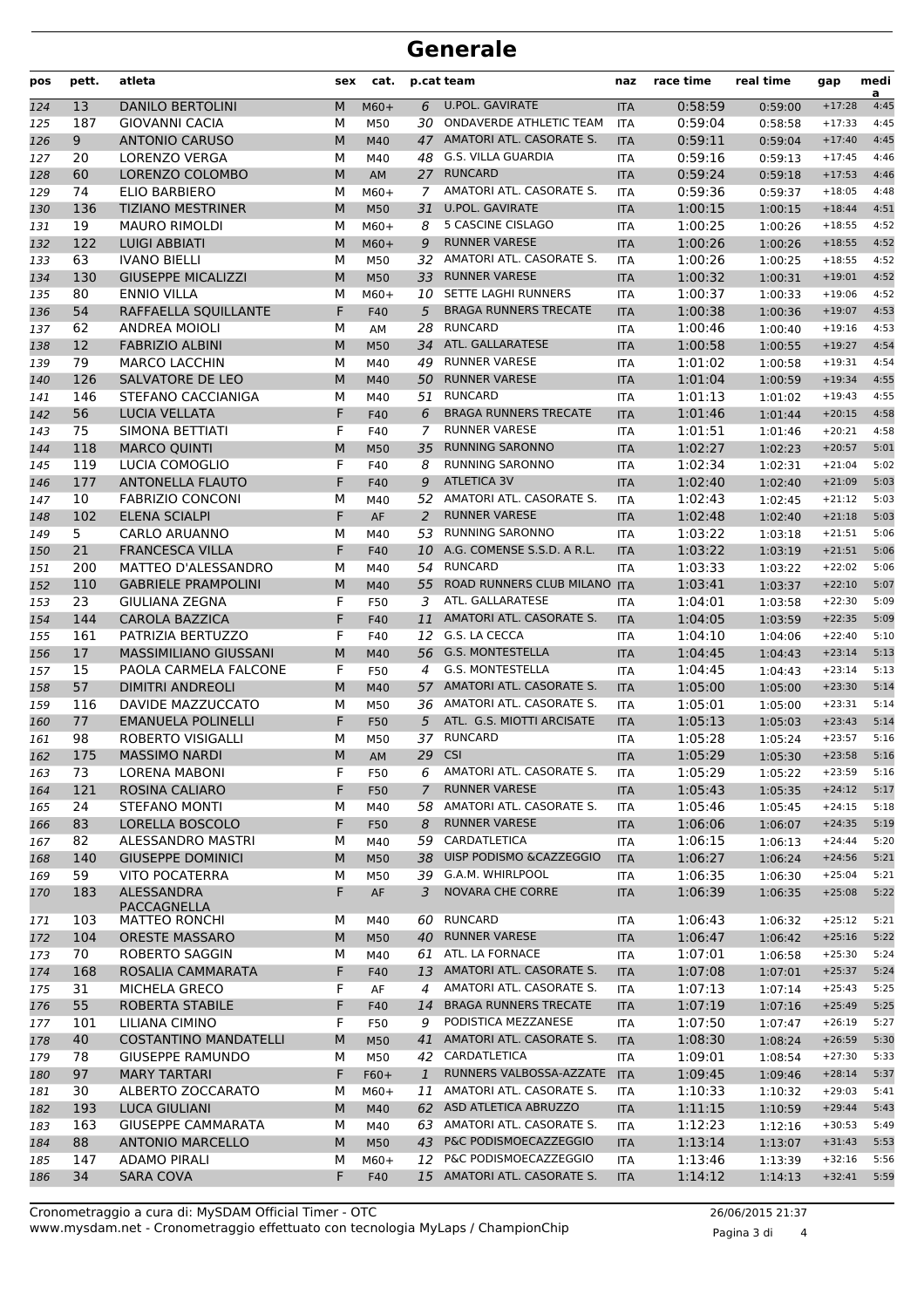# Generale

| pos | pett. | atleta | sex | cat. | p.cat | team | naz | race time | real time | gap | media |
|---|---|---|---|---|---|---|---|---|---|---|---|
| 124 | 13 | DANILO BERTOLINI | M | M60+ | 6 | U.POL. GAVIRATE | ITA | 0:58:59 | 0:59:00 | +17:28 | 4:45 |
| 125 | 187 | GIOVANNI CACIA | M | M50 | 30 | ONDAVERDE ATHLETIC TEAM | ITA | 0:59:04 | 0:58:58 | +17:33 | 4:45 |
| 126 | 9 | ANTONIO CARUSO | M | M40 | 47 | AMATORI ATL. CASORATE S. | ITA | 0:59:11 | 0:59:04 | +17:40 | 4:45 |
| 127 | 20 | LORENZO VERGA | M | M40 | 48 | G.S. VILLA GUARDIA | ITA | 0:59:16 | 0:59:13 | +17:45 | 4:46 |
| 128 | 60 | LORENZO COLOMBO | M | AM | 27 | RUNCARD | ITA | 0:59:24 | 0:59:18 | +17:53 | 4:46 |
| 129 | 74 | ELIO BARBIERO | M | M60+ | 7 | AMATORI ATL. CASORATE S. | ITA | 0:59:36 | 0:59:37 | +18:05 | 4:48 |
| 130 | 136 | TIZIANO MESTRINER | M | M50 | 31 | U.POL. GAVIRATE | ITA | 1:00:15 | 1:00:15 | +18:44 | 4:51 |
| 131 | 19 | MAURO RIMOLDI | M | M60+ | 8 | 5 CASCINE CISLAGO | ITA | 1:00:25 | 1:00:26 | +18:55 | 4:52 |
| 132 | 122 | LUIGI ABBIATI | M | M60+ | 9 | RUNNER VARESE | ITA | 1:00:26 | 1:00:26 | +18:55 | 4:52 |
| 133 | 63 | IVANO BIELLI | M | M50 | 32 | AMATORI ATL. CASORATE S. | ITA | 1:00:26 | 1:00:25 | +18:55 | 4:52 |
| 134 | 130 | GIUSEPPE MICALIZZI | M | M50 | 33 | RUNNER VARESE | ITA | 1:00:32 | 1:00:31 | +19:01 | 4:52 |
| 135 | 80 | ENNIO VILLA | M | M60+ | 10 | SETTE LAGHI RUNNERS | ITA | 1:00:37 | 1:00:33 | +19:06 | 4:52 |
| 136 | 54 | RAFFAELLA SQUILLANTE | F | F40 | 5 | BRAGA RUNNERS TRECATE | ITA | 1:00:38 | 1:00:36 | +19:07 | 4:53 |
| 137 | 62 | ANDREA MOIOLI | M | AM | 28 | RUNCARD | ITA | 1:00:46 | 1:00:40 | +19:16 | 4:53 |
| 138 | 12 | FABRIZIO ALBINI | M | M50 | 34 | ATL. GALLARATESE | ITA | 1:00:58 | 1:00:55 | +19:27 | 4:54 |
| 139 | 79 | MARCO LACCHIN | M | M40 | 49 | RUNNER VARESE | ITA | 1:01:02 | 1:00:58 | +19:31 | 4:54 |
| 140 | 126 | SALVATORE DE LEO | M | M40 | 50 | RUNNER VARESE | ITA | 1:01:04 | 1:00:59 | +19:34 | 4:55 |
| 141 | 146 | STEFANO CACCIANIGA | M | M40 | 51 | RUNCARD | ITA | 1:01:13 | 1:01:02 | +19:43 | 4:55 |
| 142 | 56 | LUCIA VELLATA | F | F40 | 6 | BRAGA RUNNERS TRECATE | ITA | 1:01:46 | 1:01:44 | +20:15 | 4:58 |
| 143 | 75 | SIMONA BETTIATI | F | F40 | 7 | RUNNER VARESE | ITA | 1:01:51 | 1:01:46 | +20:21 | 4:58 |
| 144 | 118 | MARCO QUINTI | M | M50 | 35 | RUNNING SARONNO | ITA | 1:02:27 | 1:02:23 | +20:57 | 5:01 |
| 145 | 119 | LUCIA COMOGLIO | F | F40 | 8 | RUNNING SARONNO | ITA | 1:02:34 | 1:02:31 | +21:04 | 5:02 |
| 146 | 177 | ANTONELLA FLAUTO | F | F40 | 9 | ATLETICA 3V | ITA | 1:02:40 | 1:02:40 | +21:09 | 5:03 |
| 147 | 10 | FABRIZIO CONCONI | M | M40 | 52 | AMATORI ATL. CASORATE S. | ITA | 1:02:43 | 1:02:45 | +21:12 | 5:03 |
| 148 | 102 | ELENA SCIALPI | F | AF | 2 | RUNNER VARESE | ITA | 1:02:48 | 1:02:40 | +21:18 | 5:03 |
| 149 | 5 | CARLO ARUANNO | M | M40 | 53 | RUNNING SARONNO | ITA | 1:03:22 | 1:03:18 | +21:51 | 5:06 |
| 150 | 21 | FRANCESCA VILLA | F | F40 | 10 | A.G. COMENSE S.S.D. A R.L. | ITA | 1:03:22 | 1:03:19 | +21:51 | 5:06 |
| 151 | 200 | MATTEO D'ALESSANDRO | M | M40 | 54 | RUNCARD | ITA | 1:03:33 | 1:03:22 | +22:02 | 5:06 |
| 152 | 110 | GABRIELE PRAMPOLINI | M | M40 | 55 | ROAD RUNNERS CLUB MILANO | ITA | 1:03:41 | 1:03:37 | +22:10 | 5:07 |
| 153 | 23 | GIULIANA ZEGNA | F | F50 | 3 | ATL. GALLARATESE | ITA | 1:04:01 | 1:03:58 | +22:30 | 5:09 |
| 154 | 144 | CAROLA BAZZICA | F | F40 | 11 | AMATORI ATL. CASORATE S. | ITA | 1:04:05 | 1:03:59 | +22:35 | 5:09 |
| 155 | 161 | PATRIZIA BERTUZZO | F | F40 | 12 | G.S. LA CECCA | ITA | 1:04:10 | 1:04:06 | +22:40 | 5:10 |
| 156 | 17 | MASSIMILIANO GIUSSANI | M | M40 | 56 | G.S. MONTESTELLA | ITA | 1:04:45 | 1:04:43 | +23:14 | 5:13 |
| 157 | 15 | PAOLA CARMELA FALCONE | F | F50 | 4 | G.S. MONTESTELLA | ITA | 1:04:45 | 1:04:43 | +23:14 | 5:13 |
| 158 | 57 | DIMITRI ANDREOLI | M | M40 | 57 | AMATORI ATL. CASORATE S. | ITA | 1:05:00 | 1:05:00 | +23:30 | 5:14 |
| 159 | 116 | DAVIDE MAZZUCCATO | M | M50 | 36 | AMATORI ATL. CASORATE S. | ITA | 1:05:01 | 1:05:00 | +23:31 | 5:14 |
| 160 | 77 | EMANUELA POLINELLI | F | F50 | 5 | ATL. G.S. MIOTTI ARCISATE | ITA | 1:05:13 | 1:05:03 | +23:43 | 5:14 |
| 161 | 98 | ROBERTO VISIGALLI | M | M50 | 37 | RUNCARD | ITA | 1:05:28 | 1:05:24 | +23:57 | 5:16 |
| 162 | 175 | MASSIMO NARDI | M | AM | 29 | CSI | ITA | 1:05:29 | 1:05:30 | +23:58 | 5:16 |
| 163 | 73 | LORENA MABONI | F | F50 | 6 | AMATORI ATL. CASORATE S. | ITA | 1:05:29 | 1:05:22 | +23:59 | 5:16 |
| 164 | 121 | ROSINA CALIARO | F | F50 | 7 | RUNNER VARESE | ITA | 1:05:43 | 1:05:35 | +24:12 | 5:17 |
| 165 | 24 | STEFANO MONTI | M | M40 | 58 | AMATORI ATL. CASORATE S. | ITA | 1:05:46 | 1:05:45 | +24:15 | 5:18 |
| 166 | 83 | LORELLA BOSCOLO | F | F50 | 8 | RUNNER VARESE | ITA | 1:06:06 | 1:06:07 | +24:35 | 5:19 |
| 167 | 82 | ALESSANDRO MASTRI | M | M40 | 59 | CARDATLETICA | ITA | 1:06:15 | 1:06:13 | +24:44 | 5:20 |
| 168 | 140 | GIUSEPPE DOMINICI | M | M50 | 38 | UISP PODISMO &CAZZEGGIO | ITA | 1:06:27 | 1:06:24 | +24:56 | 5:21 |
| 169 | 59 | VITO POCATERRA | M | M50 | 39 | G.A.M. WHIRLPOOL | ITA | 1:06:35 | 1:06:30 | +25:04 | 5:21 |
| 170 | 183 | ALESSANDRA PACCAGNELLA | F | AF | 3 | NOVARA CHE CORRE | ITA | 1:06:39 | 1:06:35 | +25:08 | 5:22 |
| 171 | 103 | MATTEO RONCHI | M | M40 | 60 | RUNCARD | ITA | 1:06:43 | 1:06:32 | +25:12 | 5:21 |
| 172 | 104 | ORESTE MASSARO | M | M50 | 40 | RUNNER VARESE | ITA | 1:06:47 | 1:06:42 | +25:16 | 5:22 |
| 173 | 70 | ROBERTO SAGGIN | M | M40 | 61 | ATL. LA FORNACE | ITA | 1:07:01 | 1:06:58 | +25:30 | 5:24 |
| 174 | 168 | ROSALIA CAMMARATA | F | F40 | 13 | AMATORI ATL. CASORATE S. | ITA | 1:07:08 | 1:07:01 | +25:37 | 5:24 |
| 175 | 31 | MICHELA GRECO | F | AF | 4 | AMATORI ATL. CASORATE S. | ITA | 1:07:13 | 1:07:14 | +25:43 | 5:25 |
| 176 | 55 | ROBERTA STABILE | F | F40 | 14 | BRAGA RUNNERS TRECATE | ITA | 1:07:19 | 1:07:16 | +25:49 | 5:25 |
| 177 | 101 | LILIANA CIMINO | F | F50 | 9 | PODISTICA MEZZANESE | ITA | 1:07:50 | 1:07:47 | +26:19 | 5:27 |
| 178 | 40 | COSTANTINO MANDATELLI | M | M50 | 41 | AMATORI ATL. CASORATE S. | ITA | 1:08:30 | 1:08:24 | +26:59 | 5:30 |
| 179 | 78 | GIUSEPPE RAMUNDO | M | M50 | 42 | CARDATLETICA | ITA | 1:09:01 | 1:08:54 | +27:30 | 5:33 |
| 180 | 97 | MARY TARTARI | F | F60+ | 1 | RUNNERS VALBOSSA-AZZATE | ITA | 1:09:45 | 1:09:46 | +28:14 | 5:37 |
| 181 | 30 | ALBERTO ZOCCARATO | M | M60+ | 11 | AMATORI ATL. CASORATE S. | ITA | 1:10:33 | 1:10:32 | +29:03 | 5:41 |
| 182 | 193 | LUCA GIULIANI | M | M40 | 62 | ASD ATLETICA ABRUZZO | ITA | 1:11:15 | 1:10:59 | +29:44 | 5:43 |
| 183 | 163 | GIUSEPPE CAMMARATA | M | M40 | 63 | AMATORI ATL. CASORATE S. | ITA | 1:12:23 | 1:12:16 | +30:53 | 5:49 |
| 184 | 88 | ANTONIO MARCELLO | M | M50 | 43 | P&C PODISMOECAZZEGGIO | ITA | 1:13:14 | 1:13:07 | +31:43 | 5:53 |
| 185 | 147 | ADAMO PIRALI | M | M60+ | 12 | P&C PODISMOECAZZEGGIO | ITA | 1:13:46 | 1:13:39 | +32:16 | 5:56 |
| 186 | 34 | SARA COVA | F | F40 | 15 | AMATORI ATL. CASORATE S. | ITA | 1:14:12 | 1:14:13 | +32:41 | 5:59 |

Cronometraggio a cura di: MySDAM Official Timer - OTC
www.mysdam.net - Cronometraggio effettuato con tecnologia MyLaps / ChampionChip

26/06/2015 21:37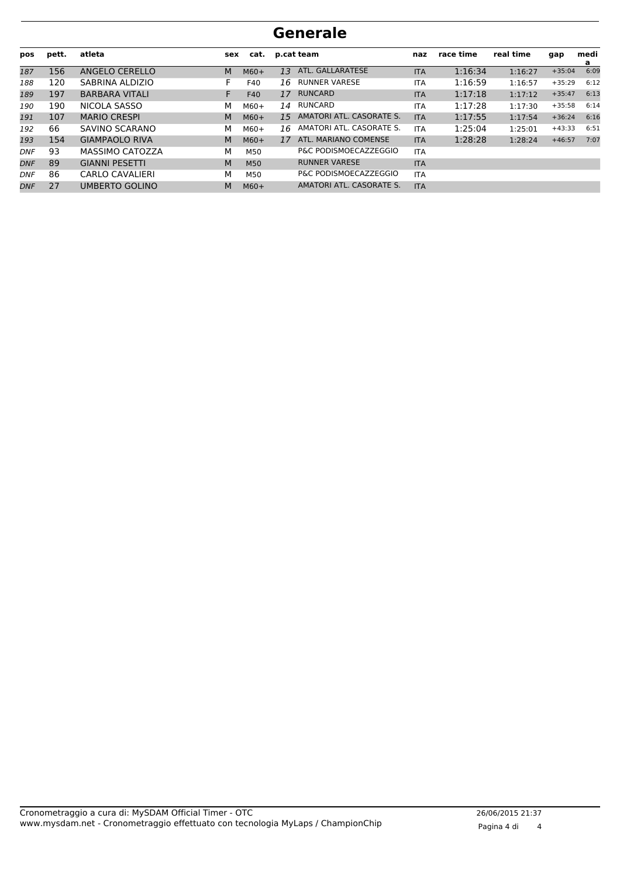# Generale

| pos | pett. | atleta | sex | cat. | p.cat | team | naz | race time | real time | gap | media |
|---|---|---|---|---|---|---|---|---|---|---|---|
| 187 | 156 | ANGELO CERELLO | M | M60+ | 13 | ATL. GALLARATESE | ITA | 1:16:34 | 1:16:27 | +35:04 | 6:09 |
| 188 | 120 | SABRINA ALDIZIO | F | F40 | 16 | RUNNER VARESE | ITA | 1:16:59 | 1:16:57 | +35:29 | 6:12 |
| 189 | 197 | BARBARA VITALI | F | F40 | 17 | RUNCARD | ITA | 1:17:18 | 1:17:12 | +35:47 | 6:13 |
| 190 | 190 | NICOLA SASSO | M | M60+ | 14 | RUNCARD | ITA | 1:17:28 | 1:17:30 | +35:58 | 6:14 |
| 191 | 107 | MARIO CRESPI | M | M60+ | 15 | AMATORI ATL. CASORATE S. | ITA | 1:17:55 | 1:17:54 | +36:24 | 6:16 |
| 192 | 66 | SAVINO SCARANO | M | M60+ | 16 | AMATORI ATL. CASORATE S. | ITA | 1:25:04 | 1:25:01 | +43:33 | 6:51 |
| 193 | 154 | GIAMPAOLO RIVA | M | M60+ | 17 | ATL. MARIANO COMENSE | ITA | 1:28:28 | 1:28:24 | +46:57 | 7:07 |
| DNF | 93 | MASSIMO CATOZZA | M | M50 | | P&C PODISMOECAZZEGGIO | ITA | | | | |
| DNF | 89 | GIANNI PESETTI | M | M50 | | RUNNER VARESE | ITA | | | | |
| DNF | 86 | CARLO CAVALIERI | M | M50 | | P&C PODISMOECAZZEGGIO | ITA | | | | |
| DNF | 27 | UMBERTO GOLINO | M | M60+ | | AMATORI ATL. CASORATE S. | ITA | | | | |

Cronometraggio a cura di: MySDAM Official Timer - OTC
www.mysdam.net - Cronometraggio effettuato con tecnologia MyLaps / ChampionChip

26/06/2015 21:37